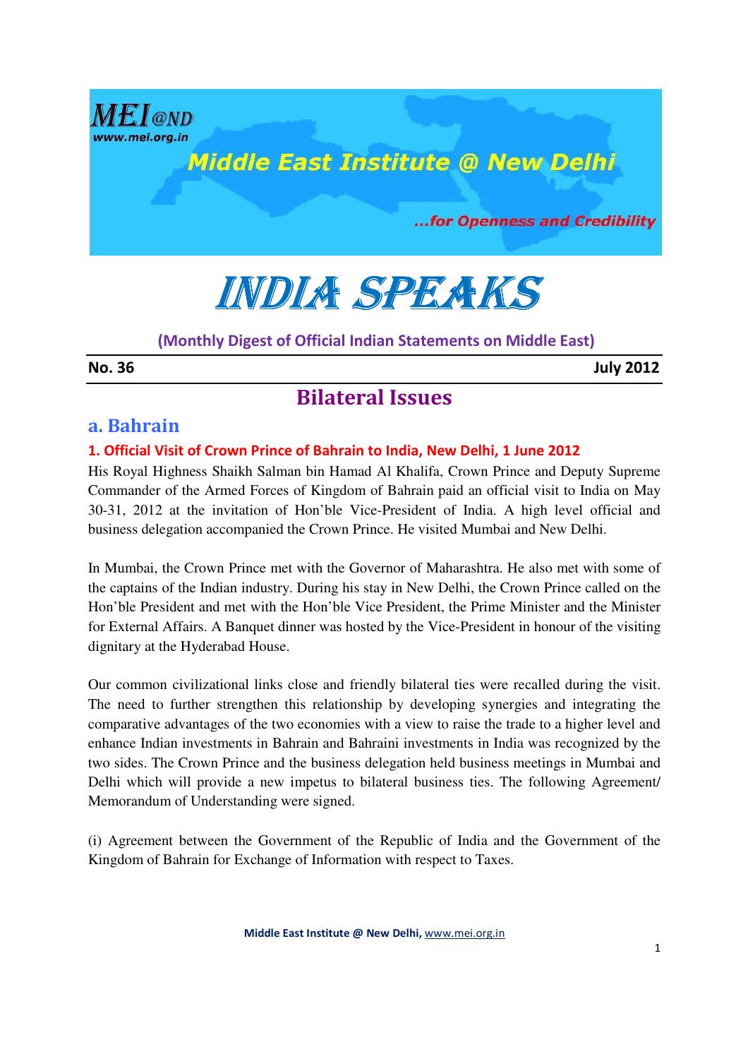MEI@ND
www.mei.org.in

Middle East Institute @ New Delhi

...for Openness and Credibility

# INDIA SPEAKS

(Monthly Digest of Official Indian Statements on Middle East)

**No. 36** **July 2012**

## Bilateral Issues

### a. Bahrain

#### 1. Official Visit of Crown Prince of Bahrain to India, New Delhi, 1 June 2012

His Royal Highness Shaikh Salman bin Hamad Al Khalifa, Crown Prince and Deputy Supreme Commander of the Armed Forces of Kingdom of Bahrain paid an official visit to India on May 30-31, 2012 at the invitation of Hon'ble Vice-President of India. A high level official and business delegation accompanied the Crown Prince. He visited Mumbai and New Delhi.

In Mumbai, the Crown Prince met with the Governor of Maharashtra. He also met with some of the captains of the Indian industry. During his stay in New Delhi, the Crown Prince called on the Hon'ble President and met with the Hon'ble Vice President, the Prime Minister and the Minister for External Affairs. A Banquet dinner was hosted by the Vice-President in honour of the visiting dignitary at the Hyderabad House.

Our common civilizational links close and friendly bilateral ties were recalled during the visit. The need to further strengthen this relationship by developing synergies and integrating the comparative advantages of the two economies with a view to raise the trade to a higher level and enhance Indian investments in Bahrain and Bahraini investments in India was recognized by the two sides. The Crown Prince and the business delegation held business meetings in Mumbai and Delhi which will provide a new impetus to bilateral business ties. The following Agreement/ Memorandum of Understanding were signed.

(i) Agreement between the Government of the Republic of India and the Government of the Kingdom of Bahrain for Exchange of Information with respect to Taxes.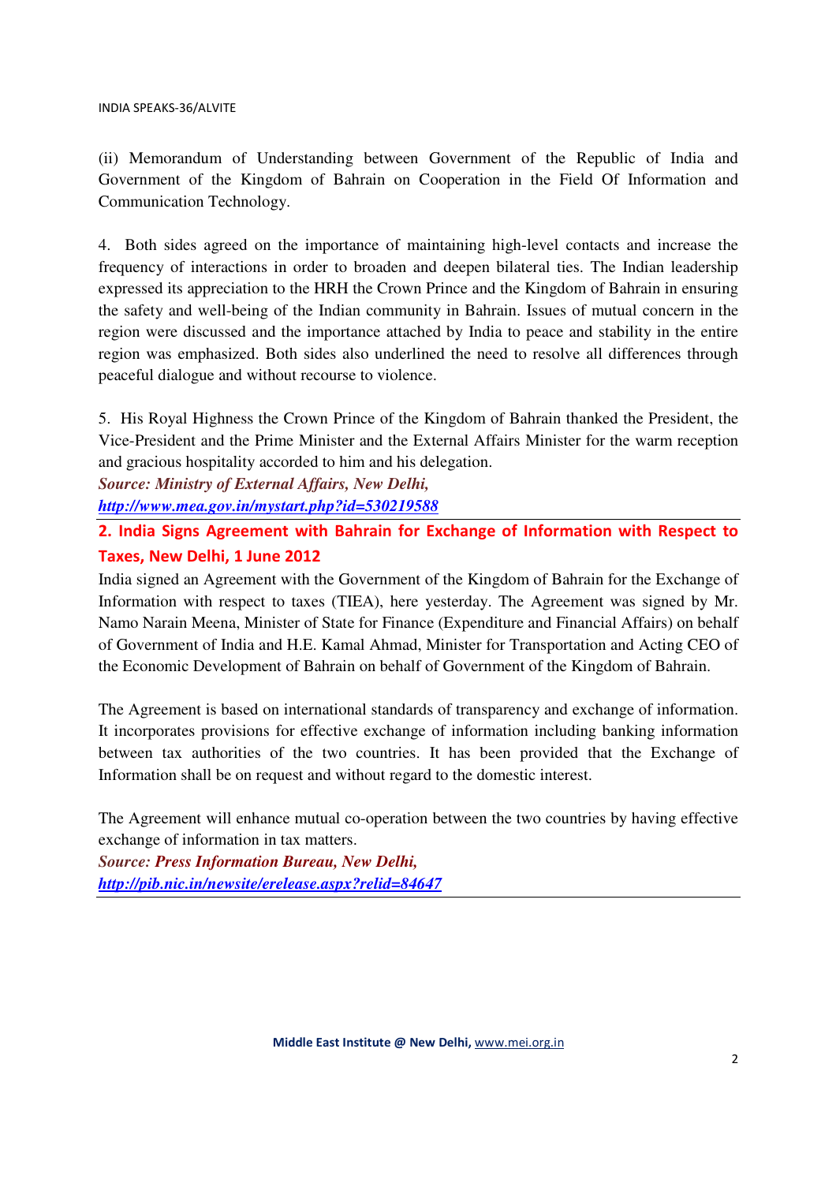(ii) Memorandum of Understanding between Government of the Republic of India and Government of the Kingdom of Bahrain on Cooperation in the Field Of Information and Communication Technology.

4. Both sides agreed on the importance of maintaining high-level contacts and increase the frequency of interactions in order to broaden and deepen bilateral ties. The Indian leadership expressed its appreciation to the HRH the Crown Prince and the Kingdom of Bahrain in ensuring the safety and well-being of the Indian community in Bahrain. Issues of mutual concern in the region were discussed and the importance attached by India to peace and stability in the entire region was emphasized. Both sides also underlined the need to resolve all differences through peaceful dialogue and without recourse to violence.

5. His Royal Highness the Crown Prince of the Kingdom of Bahrain thanked the President, the Vice-President and the Prime Minister and the External Affairs Minister for the warm reception and gracious hospitality accorded to him and his delegation.

***Source: Ministry of External Affairs, New Delhi,***
***http://www.mea.gov.in/mystart.php?id=530219588***

## 2. India Signs Agreement with Bahrain for Exchange of Information with Respect to Taxes, New Delhi, 1 June 2012

India signed an Agreement with the Government of the Kingdom of Bahrain for the Exchange of Information with respect to taxes (TIEA), here yesterday. The Agreement was signed by Mr. Namo Narain Meena, Minister of State for Finance (Expenditure and Financial Affairs) on behalf of Government of India and H.E. Kamal Ahmad, Minister for Transportation and Acting CEO of the Economic Development of Bahrain on behalf of Government of the Kingdom of Bahrain.

The Agreement is based on international standards of transparency and exchange of information. It incorporates provisions for effective exchange of information including banking information between tax authorities of the two countries. It has been provided that the Exchange of Information shall be on request and without regard to the domestic interest.

The Agreement will enhance mutual co-operation between the two countries by having effective exchange of information in tax matters.

***Source: Press Information Bureau, New Delhi,***
***http://pib.nic.in/newsite/erelease.aspx?relid=84647***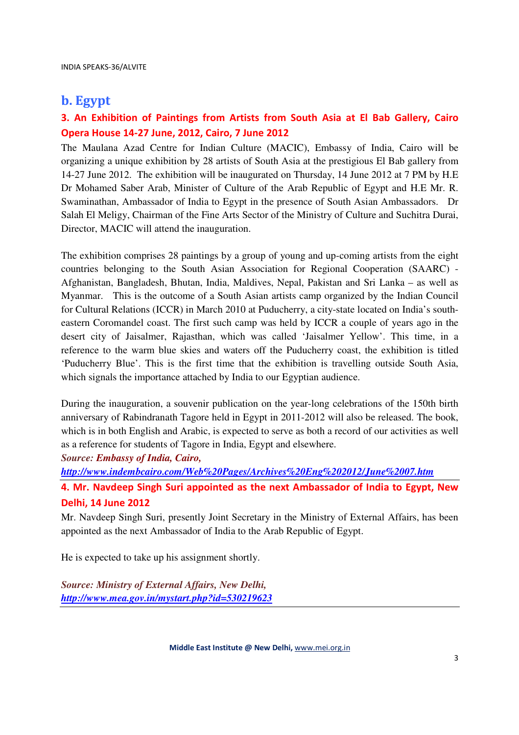## b. Egypt

### 3. An Exhibition of Paintings from Artists from South Asia at El Bab Gallery, Cairo Opera House 14-27 June, 2012, Cairo, 7 June 2012

The Maulana Azad Centre for Indian Culture (MACIC), Embassy of India, Cairo will be organizing a unique exhibition by 28 artists of South Asia at the prestigious El Bab gallery from 14-27 June 2012. The exhibition will be inaugurated on Thursday, 14 June 2012 at 7 PM by H.E Dr Mohamed Saber Arab, Minister of Culture of the Arab Republic of Egypt and H.E Mr. R. Swaminathan, Ambassador of India to Egypt in the presence of South Asian Ambassadors. Dr Salah El Meligy, Chairman of the Fine Arts Sector of the Ministry of Culture and Suchitra Durai, Director, MACIC will attend the inauguration.

The exhibition comprises 28 paintings by a group of young and up-coming artists from the eight countries belonging to the South Asian Association for Regional Cooperation (SAARC) - Afghanistan, Bangladesh, Bhutan, India, Maldives, Nepal, Pakistan and Sri Lanka – as well as Myanmar. This is the outcome of a South Asian artists camp organized by the Indian Council for Cultural Relations (ICCR) in March 2010 at Puducherry, a city-state located on India's south-eastern Coromandel coast. The first such camp was held by ICCR a couple of years ago in the desert city of Jaisalmer, Rajasthan, which was called 'Jaisalmer Yellow'. This time, in a reference to the warm blue skies and waters off the Puducherry coast, the exhibition is titled 'Puducherry Blue'. This is the first time that the exhibition is travelling outside South Asia, which signals the importance attached by India to our Egyptian audience.

During the inauguration, a souvenir publication on the year-long celebrations of the 150th birth anniversary of Rabindranath Tagore held in Egypt in 2011-2012 will also be released. The book, which is in both English and Arabic, is expected to serve as both a record of our activities as well as a reference for students of Tagore in India, Egypt and elsewhere.

***Source: Embassy of India, Cairo,***
***http://www.indembcairo.com/Web%20Pages/Archives%20Eng%202012/June%2007.htm***

### 4. Mr. Navdeep Singh Suri appointed as the next Ambassador of India to Egypt, New Delhi, 14 June 2012

Mr. Navdeep Singh Suri, presently Joint Secretary in the Ministry of External Affairs, has been appointed as the next Ambassador of India to the Arab Republic of Egypt.

He is expected to take up his assignment shortly.

***Source: Ministry of External Affairs, New Delhi,***
***http://www.mea.gov.in/mystart.php?id=530219623***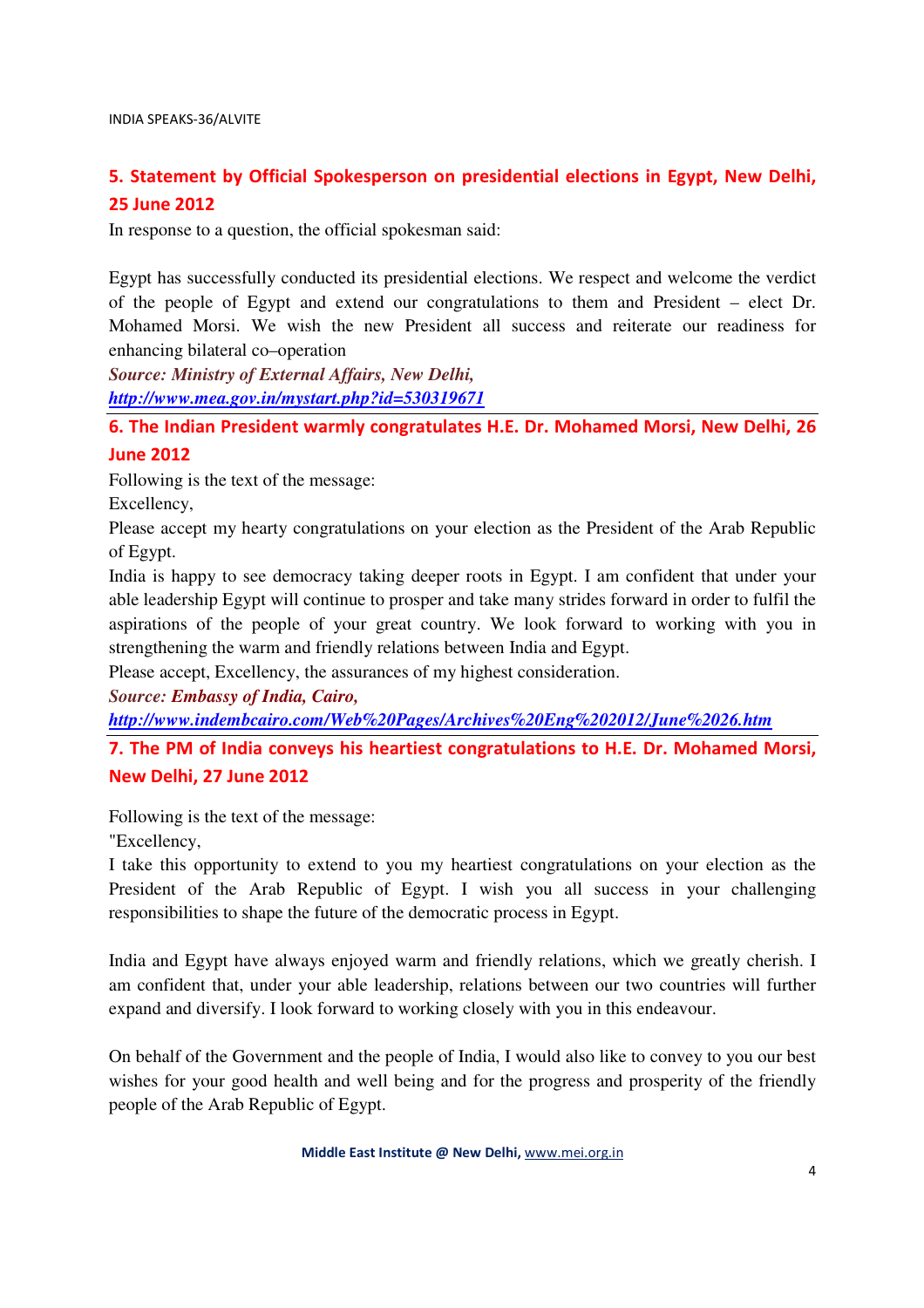## 5. Statement by Official Spokesperson on presidential elections in Egypt, New Delhi, 25 June 2012

In response to a question, the official spokesman said:

Egypt has successfully conducted its presidential elections. We respect and welcome the verdict of the people of Egypt and extend our congratulations to them and President – elect Dr. Mohamed Morsi. We wish the new President all success and reiterate our readiness for enhancing bilateral co–operation

***Source: Ministry of External Affairs, New Delhi,***
***http://www.mea.gov.in/mystart.php?id=530319671***

---

## 6. The Indian President warmly congratulates H.E. Dr. Mohamed Morsi, New Delhi, 26 June 2012

Following is the text of the message:

Excellency,

Please accept my hearty congratulations on your election as the President of the Arab Republic of Egypt.

India is happy to see democracy taking deeper roots in Egypt. I am confident that under your able leadership Egypt will continue to prosper and take many strides forward in order to fulfil the aspirations of the people of your great country. We look forward to working with you in strengthening the warm and friendly relations between India and Egypt.

Please accept, Excellency, the assurances of my highest consideration.

***Source: Embassy of India, Cairo,***
***http://www.indembcairo.com/Web%20Pages/Archives%20Eng%202012/June%2026.htm***

---

## 7. The PM of India conveys his heartiest congratulations to H.E. Dr. Mohamed Morsi, New Delhi, 27 June 2012

Following is the text of the message:

"Excellency,

I take this opportunity to extend to you my heartiest congratulations on your election as the President of the Arab Republic of Egypt. I wish you all success in your challenging responsibilities to shape the future of the democratic process in Egypt.

India and Egypt have always enjoyed warm and friendly relations, which we greatly cherish. I am confident that, under your able leadership, relations between our two countries will further expand and diversify. I look forward to working closely with you in this endeavour.

On behalf of the Government and the people of India, I would also like to convey to you our best wishes for your good health and well being and for the progress and prosperity of the friendly people of the Arab Republic of Egypt.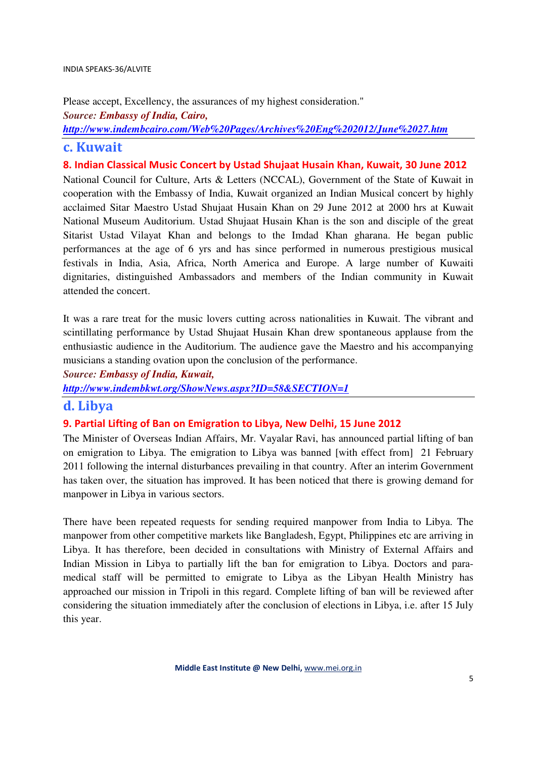Please accept, Excellency, the assurances of my highest consideration."

***Source: Embassy of India, Cairo,***
***http://www.indembcairo.com/Web%20Pages/Archives%20Eng%202012/June%2027.htm***

---

## c. Kuwait

### 8. Indian Classical Music Concert by Ustad Shujaat Husain Khan, Kuwait, 30 June 2012

National Council for Culture, Arts & Letters (NCCAL), Government of the State of Kuwait in cooperation with the Embassy of India, Kuwait organized an Indian Musical concert by highly acclaimed Sitar Maestro Ustad Shujaat Husain Khan on 29 June 2012 at 2000 hrs at Kuwait National Museum Auditorium. Ustad Shujaat Husain Khan is the son and disciple of the great Sitarist Ustad Vilayat Khan and belongs to the Imdad Khan gharana. He began public performances at the age of 6 yrs and has since performed in numerous prestigious musical festivals in India, Asia, Africa, North America and Europe. A large number of Kuwaiti dignitaries, distinguished Ambassadors and members of the Indian community in Kuwait attended the concert.

It was a rare treat for the music lovers cutting across nationalities in Kuwait. The vibrant and scintillating performance by Ustad Shujaat Husain Khan drew spontaneous applause from the enthusiastic audience in the Auditorium. The audience gave the Maestro and his accompanying musicians a standing ovation upon the conclusion of the performance.

***Source: Embassy of India, Kuwait,***
***http://www.indembkwt.org/ShowNews.aspx?ID=58&SECTION=1***

---

## d. Libya

### 9. Partial Lifting of Ban on Emigration to Libya, New Delhi, 15 June 2012

The Minister of Overseas Indian Affairs, Mr. Vayalar Ravi, has announced partial lifting of ban on emigration to Libya. The emigration to Libya was banned [with effect from] 21 February 2011 following the internal disturbances prevailing in that country. After an interim Government has taken over, the situation has improved. It has been noticed that there is growing demand for manpower in Libya in various sectors.

There have been repeated requests for sending required manpower from India to Libya. The manpower from other competitive markets like Bangladesh, Egypt, Philippines etc are arriving in Libya. It has therefore, been decided in consultations with Ministry of External Affairs and Indian Mission in Libya to partially lift the ban for emigration to Libya. Doctors and para-medical staff will be permitted to emigrate to Libya as the Libyan Health Ministry has approached our mission in Tripoli in this regard. Complete lifting of ban will be reviewed after considering the situation immediately after the conclusion of elections in Libya, i.e. after 15 July this year.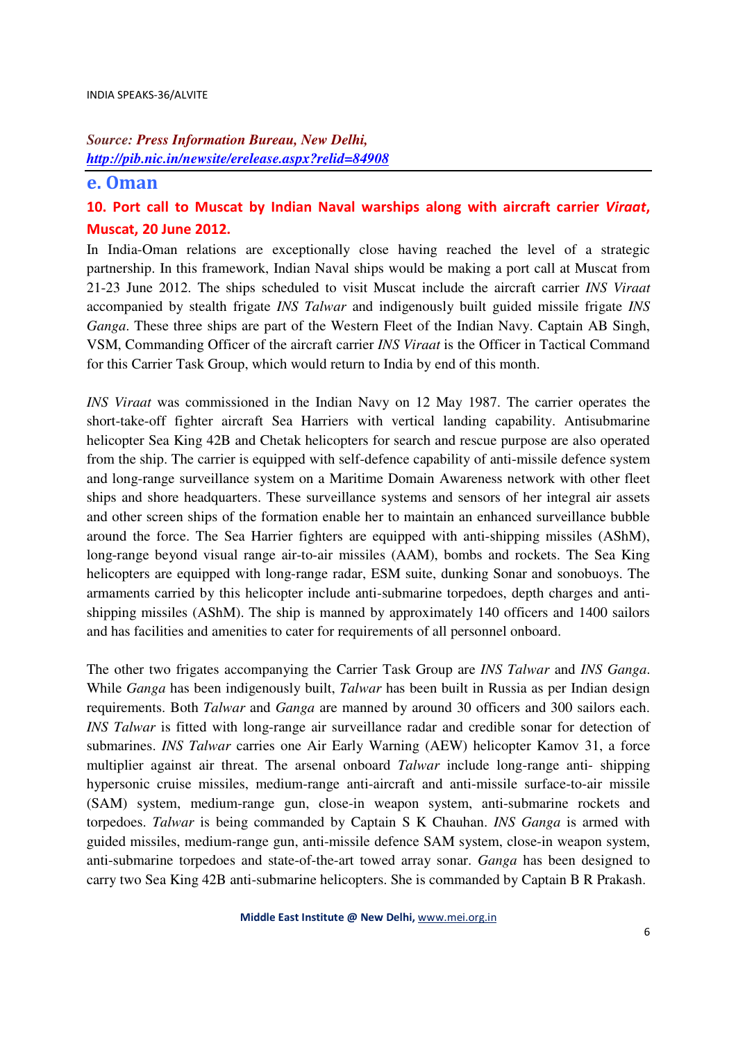*Source: **Press Information Bureau, New Delhi,** [http://pib.nic.in/newsite/erelease.aspx?relid=84908](http://pib.nic.in/newsite/erelease.aspx?relid=84908)*

## e. Oman

### 10. Port call to Muscat by Indian Naval warships along with aircraft carrier *Viraat*, Muscat, 20 June 2012.

In India-Oman relations are exceptionally close having reached the level of a strategic partnership. In this framework, Indian Naval ships would be making a port call at Muscat from 21-23 June 2012. The ships scheduled to visit Muscat include the aircraft carrier *INS Viraat* accompanied by stealth frigate *INS Talwar* and indigenously built guided missile frigate *INS Ganga*. These three ships are part of the Western Fleet of the Indian Navy. Captain AB Singh, VSM, Commanding Officer of the aircraft carrier *INS Viraat* is the Officer in Tactical Command for this Carrier Task Group, which would return to India by end of this month.

*INS Viraat* was commissioned in the Indian Navy on 12 May 1987. The carrier operates the short-take-off fighter aircraft Sea Harriers with vertical landing capability. Antisubmarine helicopter Sea King 42B and Chetak helicopters for search and rescue purpose are also operated from the ship. The carrier is equipped with self-defence capability of anti-missile defence system and long-range surveillance system on a Maritime Domain Awareness network with other fleet ships and shore headquarters. These surveillance systems and sensors of her integral air assets and other screen ships of the formation enable her to maintain an enhanced surveillance bubble around the force. The Sea Harrier fighters are equipped with anti-shipping missiles (AShM), long-range beyond visual range air-to-air missiles (AAM), bombs and rockets. The Sea King helicopters are equipped with long-range radar, ESM suite, dunking Sonar and sonobuoys. The armaments carried by this helicopter include anti-submarine torpedoes, depth charges and anti-shipping missiles (AShM). The ship is manned by approximately 140 officers and 1400 sailors and has facilities and amenities to cater for requirements of all personnel onboard.

The other two frigates accompanying the Carrier Task Group are *INS Talwar* and *INS Ganga*. While *Ganga* has been indigenously built, *Talwar* has been built in Russia as per Indian design requirements. Both *Talwar* and *Ganga* are manned by around 30 officers and 300 sailors each. *INS Talwar* is fitted with long-range air surveillance radar and credible sonar for detection of submarines. *INS Talwar* carries one Air Early Warning (AEW) helicopter Kamov 31, a force multiplier against air threat. The arsenal onboard *Talwar* include long-range anti- shipping hypersonic cruise missiles, medium-range anti-aircraft and anti-missile surface-to-air missile (SAM) system, medium-range gun, close-in weapon system, anti-submarine rockets and torpedoes. *Talwar* is being commanded by Captain S K Chauhan. *INS Ganga* is armed with guided missiles, medium-range gun, anti-missile defence SAM system, close-in weapon system, anti-submarine torpedoes and state-of-the-art towed array sonar. *Ganga* has been designed to carry two Sea King 42B anti-submarine helicopters. She is commanded by Captain B R Prakash.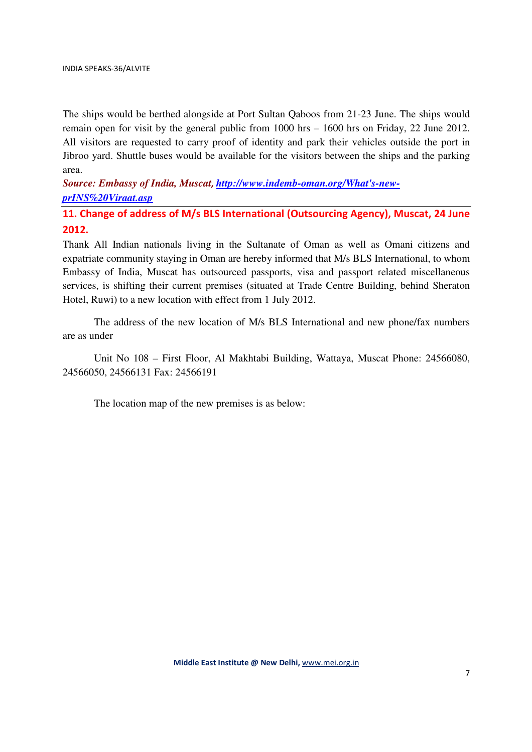The ships would be berthed alongside at Port Sultan Qaboos from 21-23 June. The ships would remain open for visit by the general public from 1000 hrs – 1600 hrs on Friday, 22 June 2012. All visitors are requested to carry proof of identity and park their vehicles outside the port in Jibroo yard. Shuttle buses would be available for the visitors between the ships and the parking area.

***Source: Embassy of India, Muscat, [http://www.indemb-oman.org/What's-new-prINS%20Viraat.asp](http://www.indemb-oman.org/What's-new-prINS%20Viraat.asp)***

## 11. Change of address of M/s BLS International (Outsourcing Agency), Muscat, 24 June 2012.

Thank All Indian nationals living in the Sultanate of Oman as well as Omani citizens and expatriate community staying in Oman are hereby informed that M/s BLS International, to whom Embassy of India, Muscat has outsourced passports, visa and passport related miscellaneous services, is shifting their current premises (situated at Trade Centre Building, behind Sheraton Hotel, Ruwi) to a new location with effect from 1 July 2012.

The address of the new location of M/s BLS International and new phone/fax numbers are as under

Unit No 108 – First Floor, Al Makhtabi Building, Wattaya, Muscat Phone: 24566080, 24566050, 24566131 Fax: 24566191

The location map of the new premises is as below: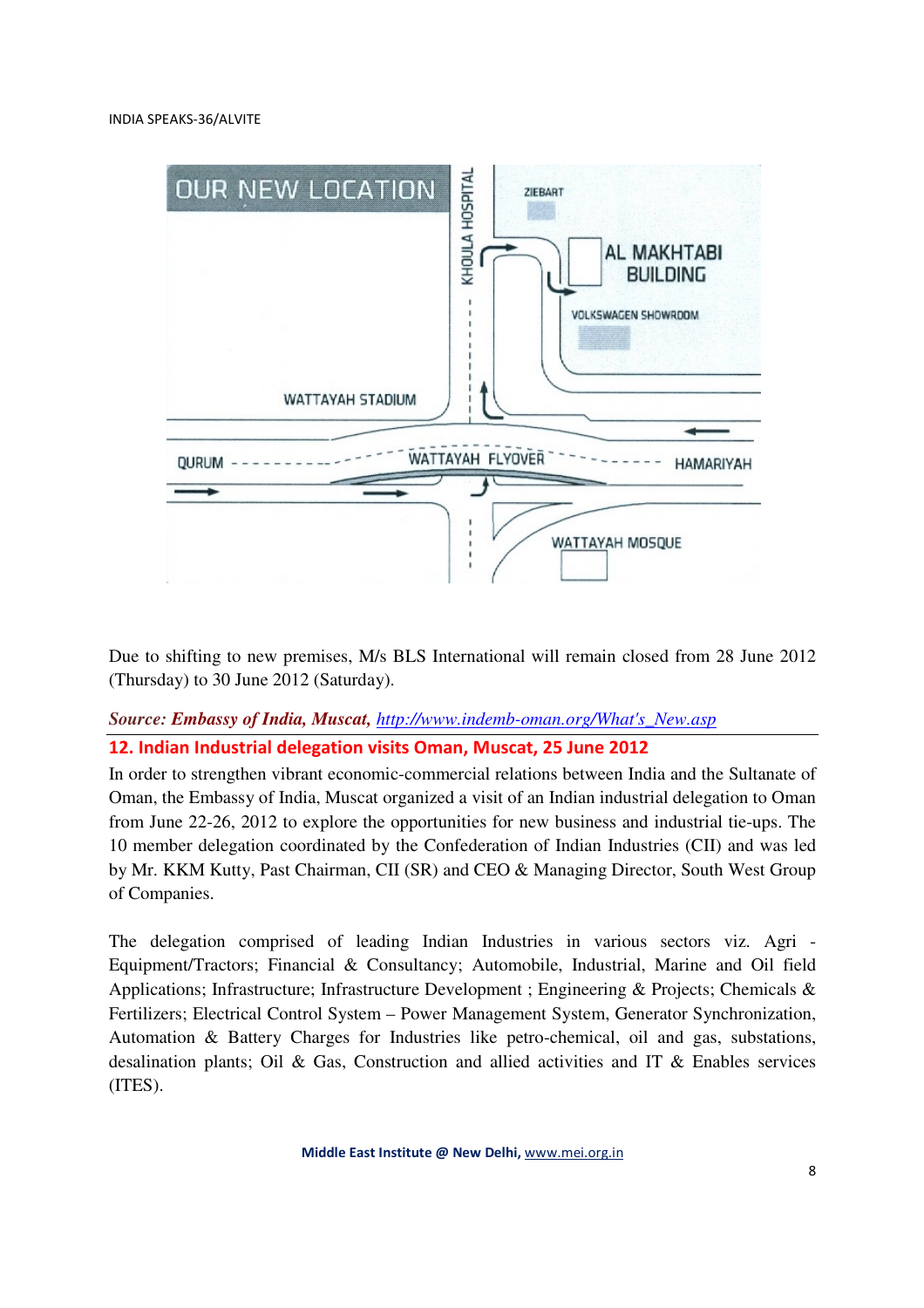Due to shifting to new premises, M/s BLS International will remain closed from 28 June 2012 (Thursday) to 30 June 2012 (Saturday).

***Source: Embassy of India, Muscat,*** *http://www.indemb-oman.org/What's_New.asp*

## 12. Indian Industrial delegation visits Oman, Muscat, 25 June 2012

In order to strengthen vibrant economic-commercial relations between India and the Sultanate of Oman, the Embassy of India, Muscat organized a visit of an Indian industrial delegation to Oman from June 22-26, 2012 to explore the opportunities for new business and industrial tie-ups. The 10 member delegation coordinated by the Confederation of Indian Industries (CII) and was led by Mr. KKM Kutty, Past Chairman, CII (SR) and CEO & Managing Director, South West Group of Companies.

The delegation comprised of leading Indian Industries in various sectors viz. Agri - Equipment/Tractors; Financial & Consultancy; Automobile, Industrial, Marine and Oil field Applications; Infrastructure; Infrastructure Development ; Engineering & Projects; Chemicals & Fertilizers; Electrical Control System – Power Management System, Generator Synchronization, Automation & Battery Charges for Industries like petro-chemical, oil and gas, substations, desalination plants; Oil & Gas, Construction and allied activities and IT & Enables services (ITES).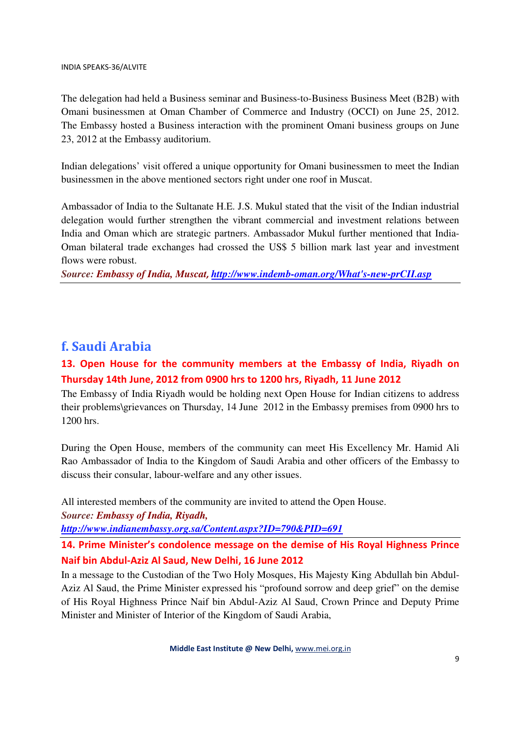The delegation had held a Business seminar and Business-to-Business Business Meet (B2B) with Omani businessmen at Oman Chamber of Commerce and Industry (OCCI) on June 25, 2012. The Embassy hosted a Business interaction with the prominent Omani business groups on June 23, 2012 at the Embassy auditorium.

Indian delegations' visit offered a unique opportunity for Omani businessmen to meet the Indian businessmen in the above mentioned sectors right under one roof in Muscat.

Ambassador of India to the Sultanate H.E. J.S. Mukul stated that the visit of the Indian industrial delegation would further strengthen the vibrant commercial and investment relations between India and Oman which are strategic partners. Ambassador Mukul further mentioned that India-Oman bilateral trade exchanges had crossed the US$ 5 billion mark last year and investment flows were robust.

***Source: Embassy of India, Muscat, [http://www.indemb-oman.org/What's-new-prCII.asp](http://www.indemb-oman.org/What's-new-prCII.asp)***

---

## f. Saudi Arabia

### 13. Open House for the community members at the Embassy of India, Riyadh on Thursday 14th June, 2012 from 0900 hrs to 1200 hrs, Riyadh, 11 June 2012

The Embassy of India Riyadh would be holding next Open House for Indian citizens to address their problems\grievances on Thursday, 14 June 2012 in the Embassy premises from 0900 hrs to 1200 hrs.

During the Open House, members of the community can meet His Excellency Mr. Hamid Ali Rao Ambassador of India to the Kingdom of Saudi Arabia and other officers of the Embassy to discuss their consular, labour-welfare and any other issues.

All interested members of the community are invited to attend the Open House.

***Source: Embassy of India, Riyadh,***
***[http://www.indianembassy.org.sa/Content.aspx?ID=790&PID=691](http://www.indianembassy.org.sa/Content.aspx?ID=790&PID=691)***

---

### 14. Prime Minister's condolence message on the demise of His Royal Highness Prince Naif bin Abdul-Aziz Al Saud, New Delhi, 16 June 2012

In a message to the Custodian of the Two Holy Mosques, His Majesty King Abdullah bin Abdul-Aziz Al Saud, the Prime Minister expressed his "profound sorrow and deep grief" on the demise of His Royal Highness Prince Naif bin Abdul-Aziz Al Saud, Crown Prince and Deputy Prime Minister and Minister of Interior of the Kingdom of Saudi Arabia,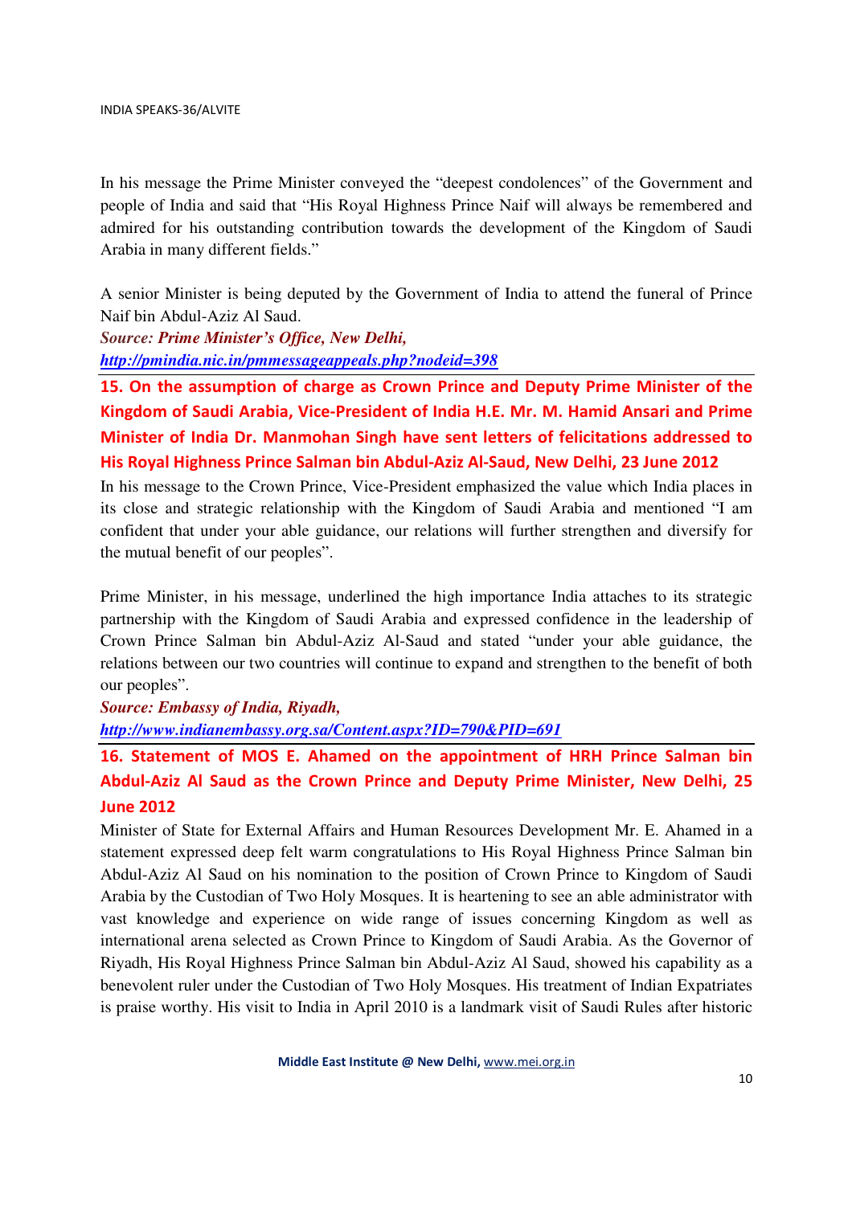In his message the Prime Minister conveyed the "deepest condolences" of the Government and people of India and said that "His Royal Highness Prince Naif will always be remembered and admired for his outstanding contribution towards the development of the Kingdom of Saudi Arabia in many different fields."

A senior Minister is being deputed by the Government of India to attend the funeral of Prince Naif bin Abdul-Aziz Al Saud.

***Source: Prime Minister's Office, New Delhi,***
***http://pmindia.nic.in/pmmessageappeals.php?nodeid=398***

## 15. On the assumption of charge as Crown Prince and Deputy Prime Minister of the Kingdom of Saudi Arabia, Vice-President of India H.E. Mr. M. Hamid Ansari and Prime Minister of India Dr. Manmohan Singh have sent letters of felicitations addressed to His Royal Highness Prince Salman bin Abdul-Aziz Al-Saud, New Delhi, 23 June 2012

In his message to the Crown Prince, Vice-President emphasized the value which India places in its close and strategic relationship with the Kingdom of Saudi Arabia and mentioned "I am confident that under your able guidance, our relations will further strengthen and diversify for the mutual benefit of our peoples".

Prime Minister, in his message, underlined the high importance India attaches to its strategic partnership with the Kingdom of Saudi Arabia and expressed confidence in the leadership of Crown Prince Salman bin Abdul-Aziz Al-Saud and stated "under your able guidance, the relations between our two countries will continue to expand and strengthen to the benefit of both our peoples".

***Source: Embassy of India, Riyadh,***
***http://www.indianembassy.org.sa/Content.aspx?ID=790&PID=691***

## 16. Statement of MOS E. Ahamed on the appointment of HRH Prince Salman bin Abdul-Aziz Al Saud as the Crown Prince and Deputy Prime Minister, New Delhi, 25 June 2012

Minister of State for External Affairs and Human Resources Development Mr. E. Ahamed in a statement expressed deep felt warm congratulations to His Royal Highness Prince Salman bin Abdul-Aziz Al Saud on his nomination to the position of Crown Prince to Kingdom of Saudi Arabia by the Custodian of Two Holy Mosques. It is heartening to see an able administrator with vast knowledge and experience on wide range of issues concerning Kingdom as well as international arena selected as Crown Prince to Kingdom of Saudi Arabia. As the Governor of Riyadh, His Royal Highness Prince Salman bin Abdul-Aziz Al Saud, showed his capability as a benevolent ruler under the Custodian of Two Holy Mosques. His treatment of Indian Expatriates is praise worthy. His visit to India in April 2010 is a landmark visit of Saudi Rules after historic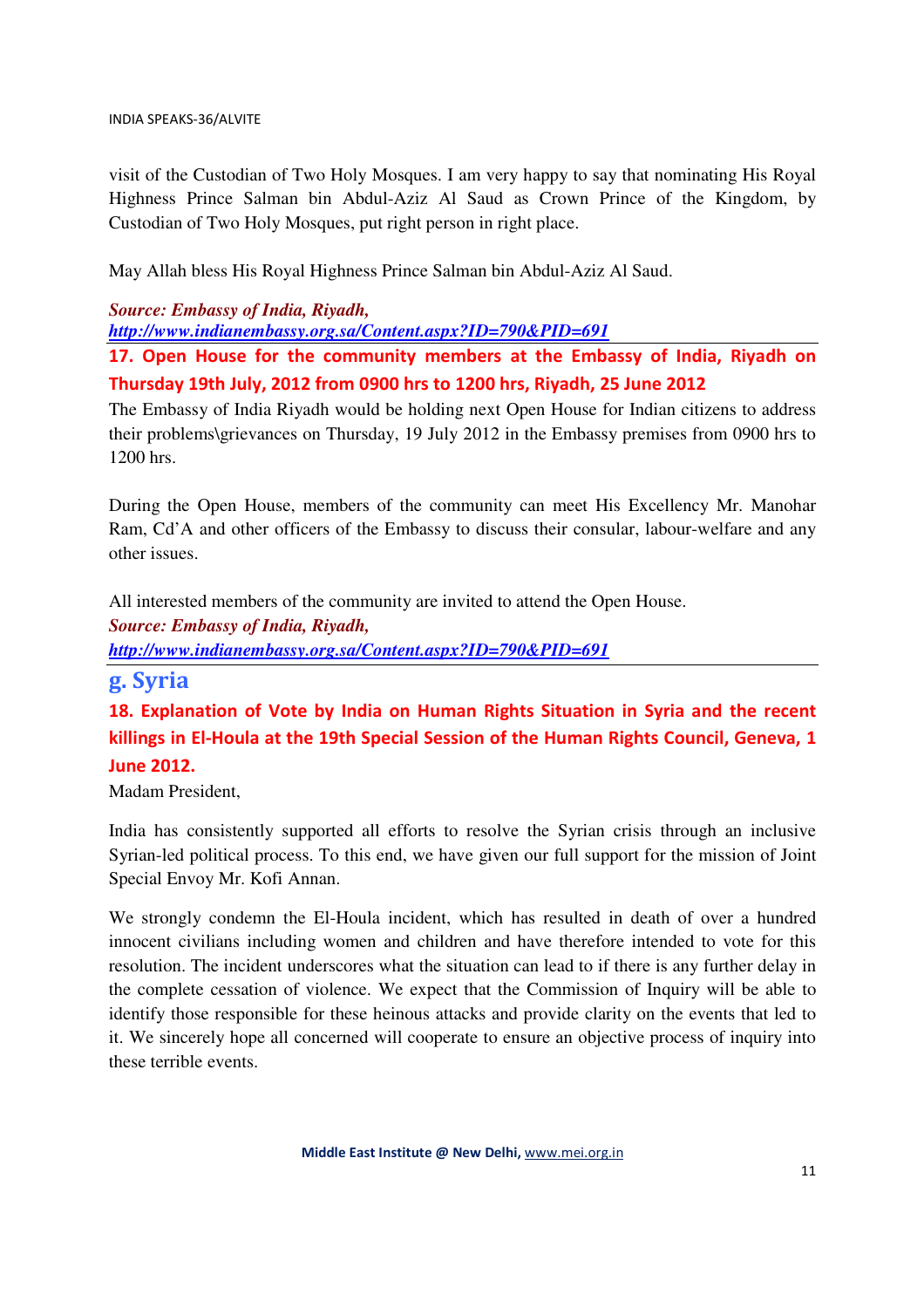visit of the Custodian of Two Holy Mosques. I am very happy to say that nominating His Royal Highness Prince Salman bin Abdul-Aziz Al Saud as Crown Prince of the Kingdom, by Custodian of Two Holy Mosques, put right person in right place.

May Allah bless His Royal Highness Prince Salman bin Abdul-Aziz Al Saud.

***Source: Embassy of India, Riyadh,***
***http://www.indianembassy.org.sa/Content.aspx?ID=790&PID=691***

### 17. Open House for the community members at the Embassy of India, Riyadh on Thursday 19th July, 2012 from 0900 hrs to 1200 hrs, Riyadh, 25 June 2012

The Embassy of India Riyadh would be holding next Open House for Indian citizens to address their problems\grievances on Thursday, 19 July 2012 in the Embassy premises from 0900 hrs to 1200 hrs.

During the Open House, members of the community can meet His Excellency Mr. Manohar Ram, Cd'A and other officers of the Embassy to discuss their consular, labour-welfare and any other issues.

All interested members of the community are invited to attend the Open House.

***Source: Embassy of India, Riyadh,***
***http://www.indianembassy.org.sa/Content.aspx?ID=790&PID=691***

## g. Syria

### 18. Explanation of Vote by India on Human Rights Situation in Syria and the recent killings in El-Houla at the 19th Special Session of the Human Rights Council, Geneva, 1 June 2012.

Madam President,

India has consistently supported all efforts to resolve the Syrian crisis through an inclusive Syrian-led political process. To this end, we have given our full support for the mission of Joint Special Envoy Mr. Kofi Annan.

We strongly condemn the El-Houla incident, which has resulted in death of over a hundred innocent civilians including women and children and have therefore intended to vote for this resolution. The incident underscores what the situation can lead to if there is any further delay in the complete cessation of violence. We expect that the Commission of Inquiry will be able to identify those responsible for these heinous attacks and provide clarity on the events that led to it. We sincerely hope all concerned will cooperate to ensure an objective process of inquiry into these terrible events.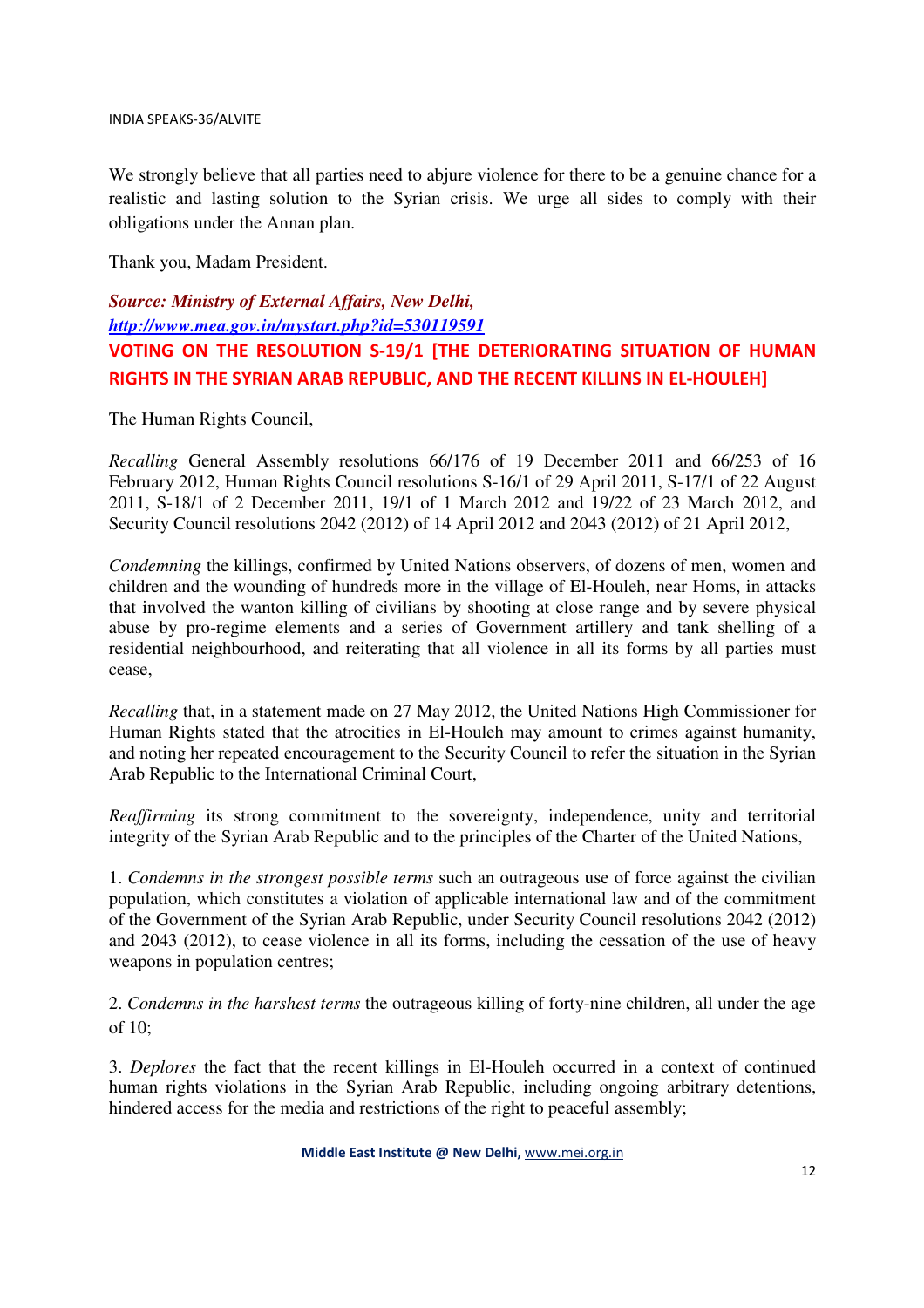We strongly believe that all parties need to abjure violence for there to be a genuine chance for a realistic and lasting solution to the Syrian crisis. We urge all sides to comply with their obligations under the Annan plan.

Thank you, Madam President.

***Source: Ministry of External Affairs, New Delhi,***
***http://www.mea.gov.in/mystart.php?id=530119591***

## VOTING ON THE RESOLUTION S-19/1 [THE DETERIORATING SITUATION OF HUMAN RIGHTS IN THE SYRIAN ARAB REPUBLIC, AND THE RECENT KILLINS IN EL-HOULEH]

The Human Rights Council,

*Recalling* General Assembly resolutions 66/176 of 19 December 2011 and 66/253 of 16 February 2012, Human Rights Council resolutions S-16/1 of 29 April 2011, S-17/1 of 22 August 2011, S-18/1 of 2 December 2011, 19/1 of 1 March 2012 and 19/22 of 23 March 2012, and Security Council resolutions 2042 (2012) of 14 April 2012 and 2043 (2012) of 21 April 2012,

*Condemning* the killings, confirmed by United Nations observers, of dozens of men, women and children and the wounding of hundreds more in the village of El-Houleh, near Homs, in attacks that involved the wanton killing of civilians by shooting at close range and by severe physical abuse by pro-regime elements and a series of Government artillery and tank shelling of a residential neighbourhood, and reiterating that all violence in all its forms by all parties must cease,

*Recalling* that, in a statement made on 27 May 2012, the United Nations High Commissioner for Human Rights stated that the atrocities in El-Houleh may amount to crimes against humanity, and noting her repeated encouragement to the Security Council to refer the situation in the Syrian Arab Republic to the International Criminal Court,

*Reaffirming* its strong commitment to the sovereignty, independence, unity and territorial integrity of the Syrian Arab Republic and to the principles of the Charter of the United Nations,

1. *Condemns in the strongest possible terms* such an outrageous use of force against the civilian population, which constitutes a violation of applicable international law and of the commitment of the Government of the Syrian Arab Republic, under Security Council resolutions 2042 (2012) and 2043 (2012), to cease violence in all its forms, including the cessation of the use of heavy weapons in population centres;

2. *Condemns in the harshest terms* the outrageous killing of forty-nine children, all under the age of 10;

3. *Deplores* the fact that the recent killings in El-Houleh occurred in a context of continued human rights violations in the Syrian Arab Republic, including ongoing arbitrary detentions, hindered access for the media and restrictions of the right to peaceful assembly;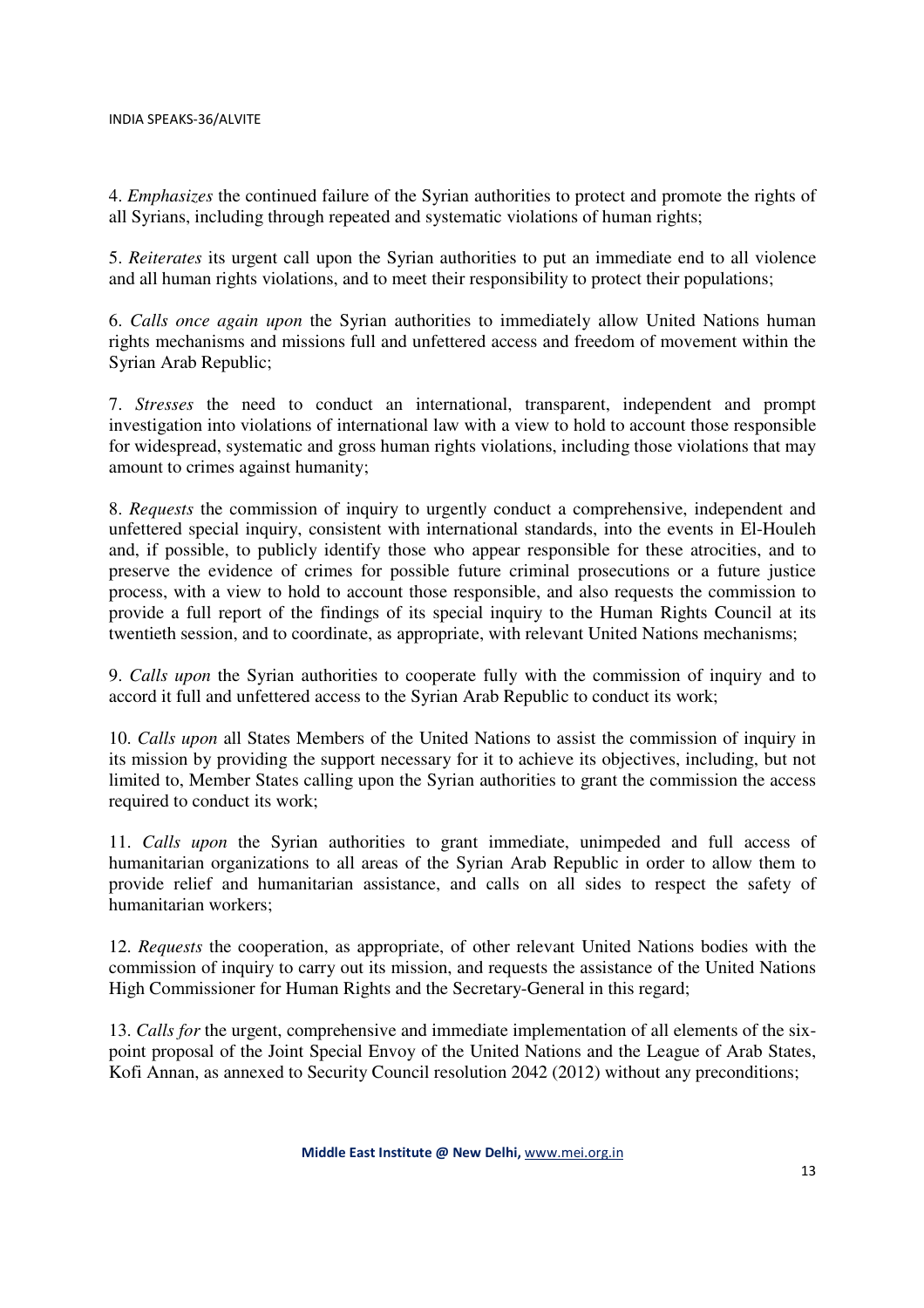4. *Emphasizes* the continued failure of the Syrian authorities to protect and promote the rights of all Syrians, including through repeated and systematic violations of human rights;

5. *Reiterates* its urgent call upon the Syrian authorities to put an immediate end to all violence and all human rights violations, and to meet their responsibility to protect their populations;

6. *Calls once again upon* the Syrian authorities to immediately allow United Nations human rights mechanisms and missions full and unfettered access and freedom of movement within the Syrian Arab Republic;

7. *Stresses* the need to conduct an international, transparent, independent and prompt investigation into violations of international law with a view to hold to account those responsible for widespread, systematic and gross human rights violations, including those violations that may amount to crimes against humanity;

8. *Requests* the commission of inquiry to urgently conduct a comprehensive, independent and unfettered special inquiry, consistent with international standards, into the events in El-Houleh and, if possible, to publicly identify those who appear responsible for these atrocities, and to preserve the evidence of crimes for possible future criminal prosecutions or a future justice process, with a view to hold to account those responsible, and also requests the commission to provide a full report of the findings of its special inquiry to the Human Rights Council at its twentieth session, and to coordinate, as appropriate, with relevant United Nations mechanisms;

9. *Calls upon* the Syrian authorities to cooperate fully with the commission of inquiry and to accord it full and unfettered access to the Syrian Arab Republic to conduct its work;

10. *Calls upon* all States Members of the United Nations to assist the commission of inquiry in its mission by providing the support necessary for it to achieve its objectives, including, but not limited to, Member States calling upon the Syrian authorities to grant the commission the access required to conduct its work;

11. *Calls upon* the Syrian authorities to grant immediate, unimpeded and full access of humanitarian organizations to all areas of the Syrian Arab Republic in order to allow them to provide relief and humanitarian assistance, and calls on all sides to respect the safety of humanitarian workers;

12. *Requests* the cooperation, as appropriate, of other relevant United Nations bodies with the commission of inquiry to carry out its mission, and requests the assistance of the United Nations High Commissioner for Human Rights and the Secretary-General in this regard;

13. *Calls for* the urgent, comprehensive and immediate implementation of all elements of the six-point proposal of the Joint Special Envoy of the United Nations and the League of Arab States, Kofi Annan, as annexed to Security Council resolution 2042 (2012) without any preconditions;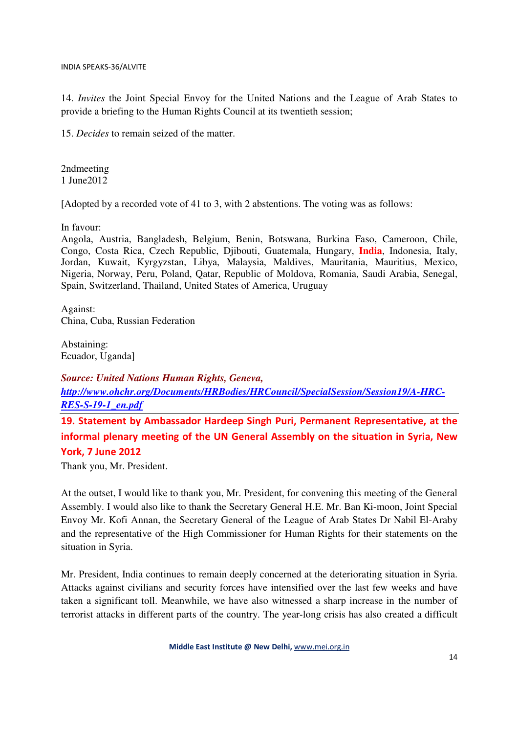14. *Invites* the Joint Special Envoy for the United Nations and the League of Arab States to provide a briefing to the Human Rights Council at its twentieth session;

15. *Decides* to remain seized of the matter.

2ndmeeting
1 June2012

[Adopted by a recorded vote of 41 to 3, with 2 abstentions. The voting was as follows:

In favour:
Angola, Austria, Bangladesh, Belgium, Benin, Botswana, Burkina Faso, Cameroon, Chile, Congo, Costa Rica, Czech Republic, Djibouti, Guatemala, Hungary, **India**, Indonesia, Italy, Jordan, Kuwait, Kyrgyzstan, Libya, Malaysia, Maldives, Mauritania, Mauritius, Mexico, Nigeria, Norway, Peru, Poland, Qatar, Republic of Moldova, Romania, Saudi Arabia, Senegal, Spain, Switzerland, Thailand, United States of America, Uruguay

Against:
China, Cuba, Russian Federation

Abstaining:
Ecuador, Uganda]

***Source: United Nations Human Rights, Geneva,***
***http://www.ohchr.org/Documents/HRBodies/HRCouncil/SpecialSession/Session19/A-HRC-RES-S-19-1_en.pdf***

## 19. Statement by Ambassador Hardeep Singh Puri, Permanent Representative, at the informal plenary meeting of the UN General Assembly on the situation in Syria, New York, 7 June 2012

Thank you, Mr. President.

At the outset, I would like to thank you, Mr. President, for convening this meeting of the General Assembly. I would also like to thank the Secretary General H.E. Mr. Ban Ki-moon, Joint Special Envoy Mr. Kofi Annan, the Secretary General of the League of Arab States Dr Nabil El-Araby and the representative of the High Commissioner for Human Rights for their statements on the situation in Syria.

Mr. President, India continues to remain deeply concerned at the deteriorating situation in Syria. Attacks against civilians and security forces have intensified over the last few weeks and have taken a significant toll. Meanwhile, we have also witnessed a sharp increase in the number of terrorist attacks in different parts of the country. The year-long crisis has also created a difficult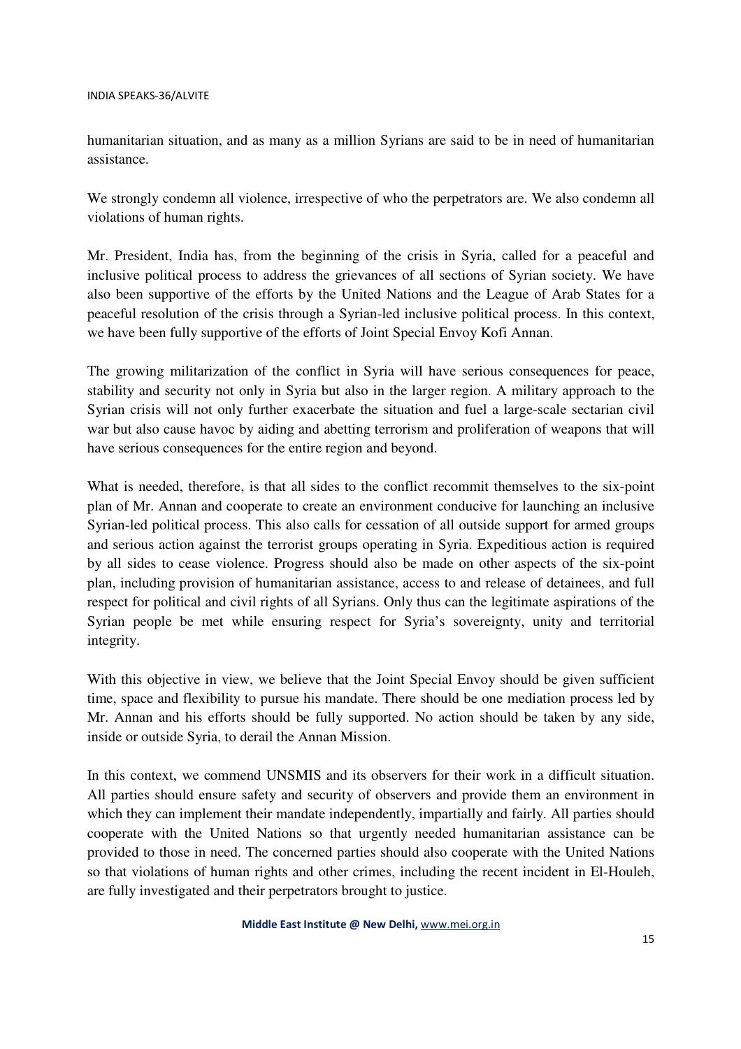humanitarian situation, and as many as a million Syrians are said to be in need of humanitarian assistance.

We strongly condemn all violence, irrespective of who the perpetrators are. We also condemn all violations of human rights.

Mr. President, India has, from the beginning of the crisis in Syria, called for a peaceful and inclusive political process to address the grievances of all sections of Syrian society. We have also been supportive of the efforts by the United Nations and the League of Arab States for a peaceful resolution of the crisis through a Syrian-led inclusive political process. In this context, we have been fully supportive of the efforts of Joint Special Envoy Kofi Annan.

The growing militarization of the conflict in Syria will have serious consequences for peace, stability and security not only in Syria but also in the larger region. A military approach to the Syrian crisis will not only further exacerbate the situation and fuel a large-scale sectarian civil war but also cause havoc by aiding and abetting terrorism and proliferation of weapons that will have serious consequences for the entire region and beyond.

What is needed, therefore, is that all sides to the conflict recommit themselves to the six-point plan of Mr. Annan and cooperate to create an environment conducive for launching an inclusive Syrian-led political process. This also calls for cessation of all outside support for armed groups and serious action against the terrorist groups operating in Syria. Expeditious action is required by all sides to cease violence. Progress should also be made on other aspects of the six-point plan, including provision of humanitarian assistance, access to and release of detainees, and full respect for political and civil rights of all Syrians. Only thus can the legitimate aspirations of the Syrian people be met while ensuring respect for Syria's sovereignty, unity and territorial integrity.

With this objective in view, we believe that the Joint Special Envoy should be given sufficient time, space and flexibility to pursue his mandate. There should be one mediation process led by Mr. Annan and his efforts should be fully supported. No action should be taken by any side, inside or outside Syria, to derail the Annan Mission.

In this context, we commend UNSMIS and its observers for their work in a difficult situation. All parties should ensure safety and security of observers and provide them an environment in which they can implement their mandate independently, impartially and fairly. All parties should cooperate with the United Nations so that urgently needed humanitarian assistance can be provided to those in need. The concerned parties should also cooperate with the United Nations so that violations of human rights and other crimes, including the recent incident in El-Houleh, are fully investigated and their perpetrators brought to justice.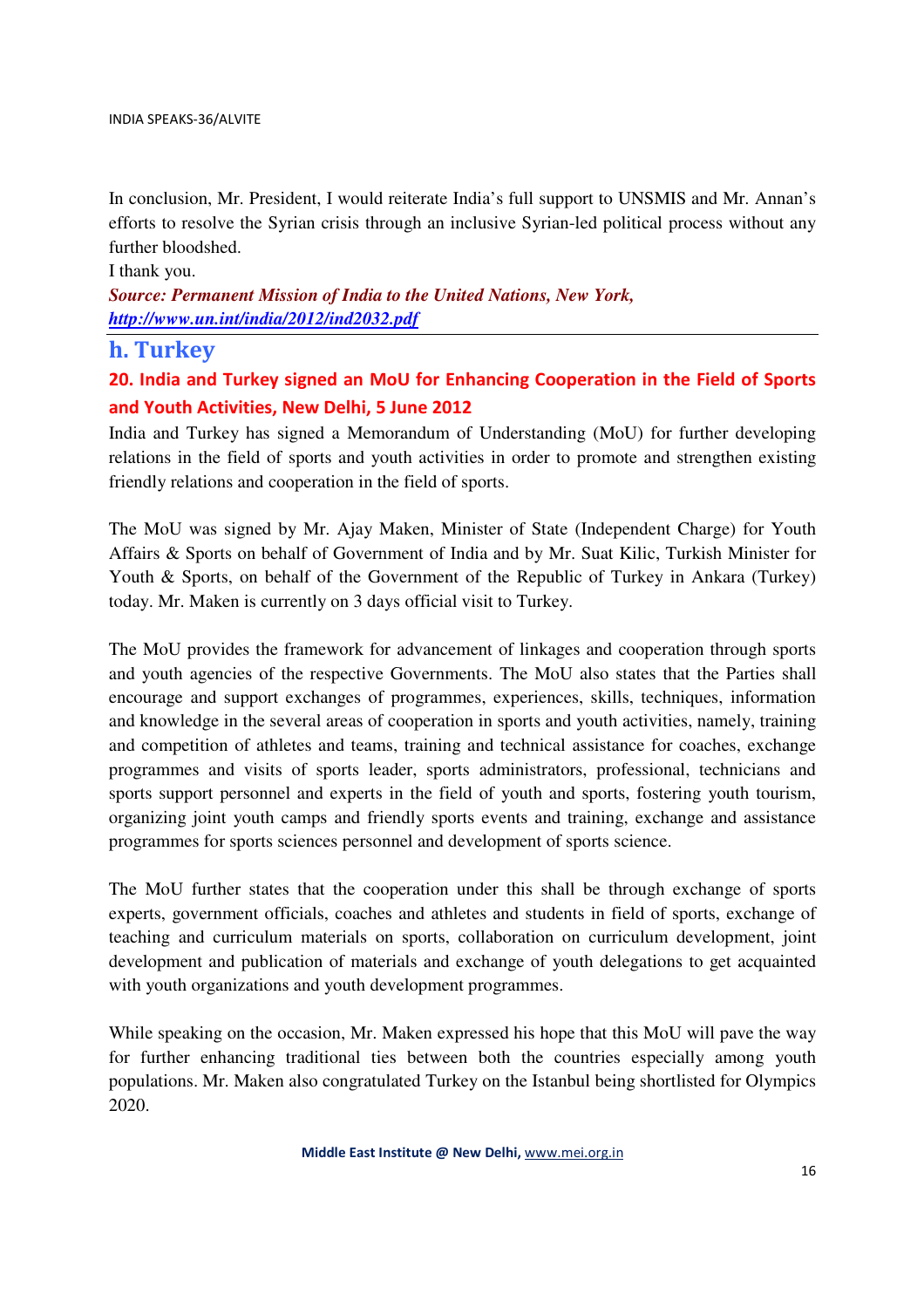In conclusion, Mr. President, I would reiterate India's full support to UNSMIS and Mr. Annan's efforts to resolve the Syrian crisis through an inclusive Syrian-led political process without any further bloodshed.

I thank you.

***Source: Permanent Mission of India to the United Nations, New York, http://www.un.int/india/2012/ind2032.pdf***

---

## h. Turkey

### 20. India and Turkey signed an MoU for Enhancing Cooperation in the Field of Sports and Youth Activities, New Delhi, 5 June 2012

India and Turkey has signed a Memorandum of Understanding (MoU) for further developing relations in the field of sports and youth activities in order to promote and strengthen existing friendly relations and cooperation in the field of sports.

The MoU was signed by Mr. Ajay Maken, Minister of State (Independent Charge) for Youth Affairs & Sports on behalf of Government of India and by Mr. Suat Kilic, Turkish Minister for Youth & Sports, on behalf of the Government of the Republic of Turkey in Ankara (Turkey) today. Mr. Maken is currently on 3 days official visit to Turkey.

The MoU provides the framework for advancement of linkages and cooperation through sports and youth agencies of the respective Governments. The MoU also states that the Parties shall encourage and support exchanges of programmes, experiences, skills, techniques, information and knowledge in the several areas of cooperation in sports and youth activities, namely, training and competition of athletes and teams, training and technical assistance for coaches, exchange programmes and visits of sports leader, sports administrators, professional, technicians and sports support personnel and experts in the field of youth and sports, fostering youth tourism, organizing joint youth camps and friendly sports events and training, exchange and assistance programmes for sports sciences personnel and development of sports science.

The MoU further states that the cooperation under this shall be through exchange of sports experts, government officials, coaches and athletes and students in field of sports, exchange of teaching and curriculum materials on sports, collaboration on curriculum development, joint development and publication of materials and exchange of youth delegations to get acquainted with youth organizations and youth development programmes.

While speaking on the occasion, Mr. Maken expressed his hope that this MoU will pave the way for further enhancing traditional ties between both the countries especially among youth populations. Mr. Maken also congratulated Turkey on the Istanbul being shortlisted for Olympics 2020.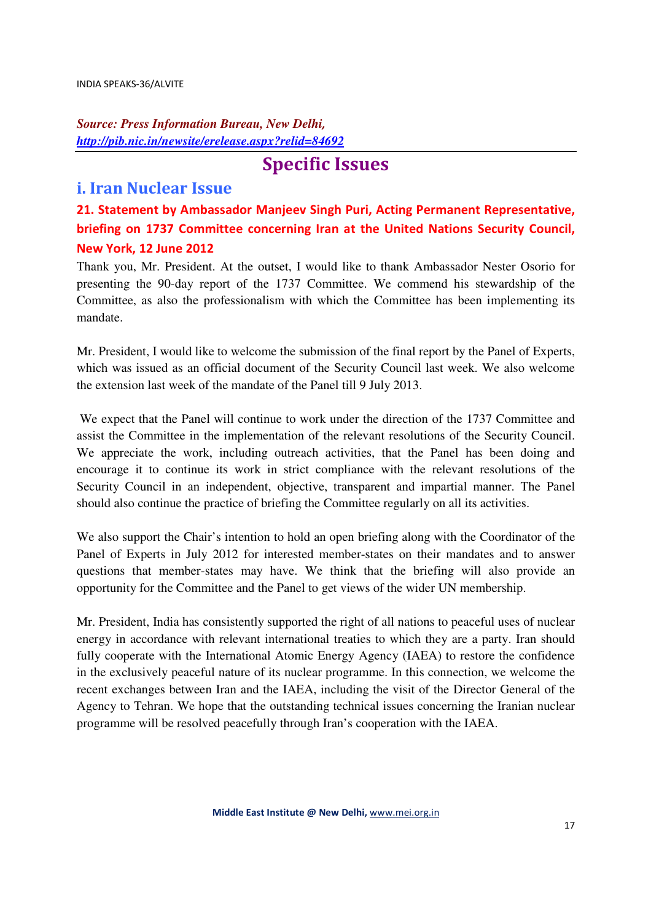*Source: Press Information Bureau, New Delhi,* *http://pib.nic.in/newsite/erelease.aspx?relid=84692*

# Specific Issues

## i. Iran Nuclear Issue

### 21. Statement by Ambassador Manjeev Singh Puri, Acting Permanent Representative, briefing on 1737 Committee concerning Iran at the United Nations Security Council, New York, 12 June 2012

Thank you, Mr. President. At the outset, I would like to thank Ambassador Nester Osorio for presenting the 90-day report of the 1737 Committee. We commend his stewardship of the Committee, as also the professionalism with which the Committee has been implementing its mandate.

Mr. President, I would like to welcome the submission of the final report by the Panel of Experts, which was issued as an official document of the Security Council last week. We also welcome the extension last week of the mandate of the Panel till 9 July 2013.

We expect that the Panel will continue to work under the direction of the 1737 Committee and assist the Committee in the implementation of the relevant resolutions of the Security Council. We appreciate the work, including outreach activities, that the Panel has been doing and encourage it to continue its work in strict compliance with the relevant resolutions of the Security Council in an independent, objective, transparent and impartial manner. The Panel should also continue the practice of briefing the Committee regularly on all its activities.

We also support the Chair's intention to hold an open briefing along with the Coordinator of the Panel of Experts in July 2012 for interested member-states on their mandates and to answer questions that member-states may have. We think that the briefing will also provide an opportunity for the Committee and the Panel to get views of the wider UN membership.

Mr. President, India has consistently supported the right of all nations to peaceful uses of nuclear energy in accordance with relevant international treaties to which they are a party. Iran should fully cooperate with the International Atomic Energy Agency (IAEA) to restore the confidence in the exclusively peaceful nature of its nuclear programme. In this connection, we welcome the recent exchanges between Iran and the IAEA, including the visit of the Director General of the Agency to Tehran. We hope that the outstanding technical issues concerning the Iranian nuclear programme will be resolved peacefully through Iran's cooperation with the IAEA.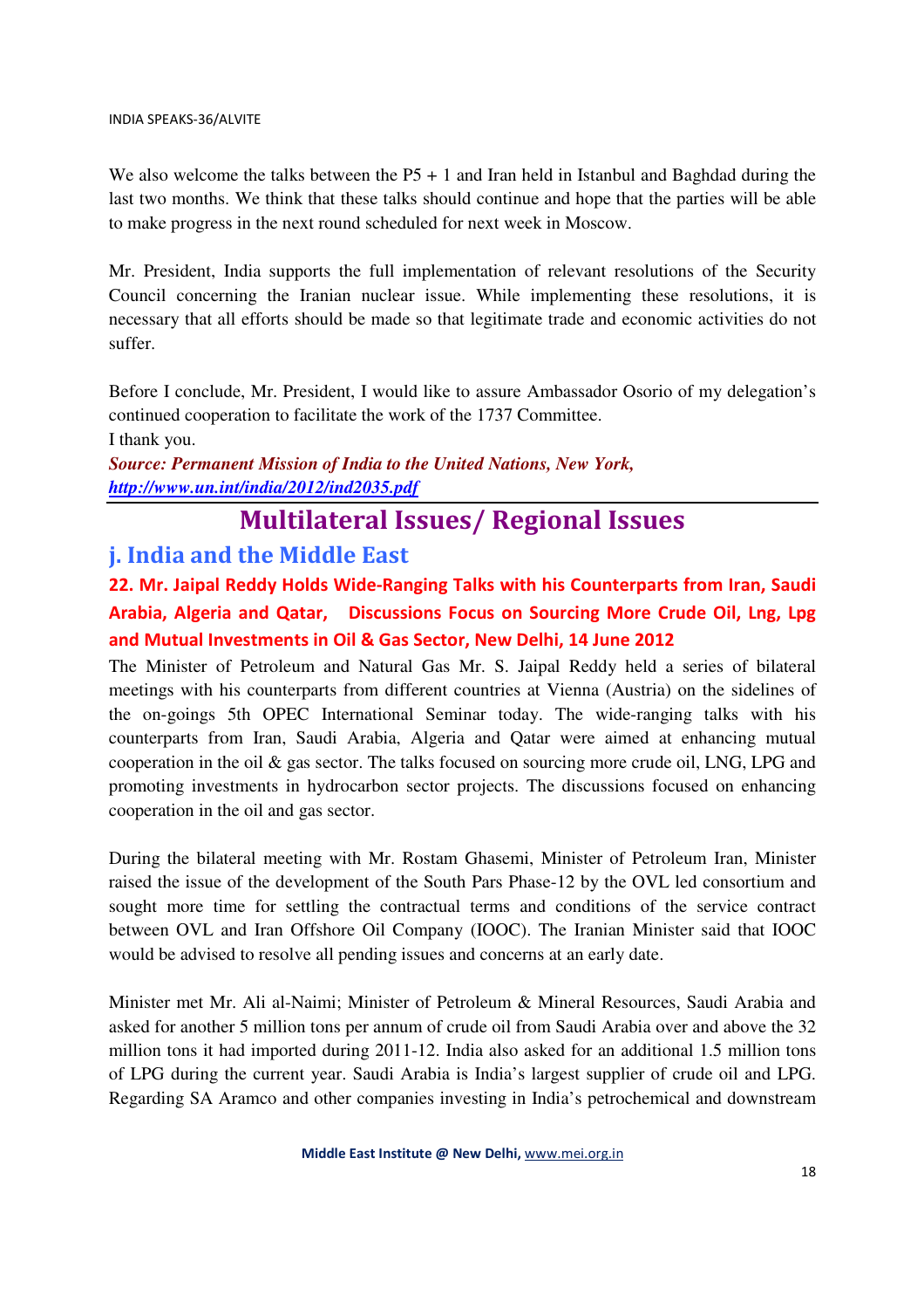We also welcome the talks between the P5 + 1 and Iran held in Istanbul and Baghdad during the last two months. We think that these talks should continue and hope that the parties will be able to make progress in the next round scheduled for next week in Moscow.

Mr. President, India supports the full implementation of relevant resolutions of the Security Council concerning the Iranian nuclear issue. While implementing these resolutions, it is necessary that all efforts should be made so that legitimate trade and economic activities do not suffer.

Before I conclude, Mr. President, I would like to assure Ambassador Osorio of my delegation's continued cooperation to facilitate the work of the 1737 Committee.

I thank you.

***Source: Permanent Mission of India to the United Nations, New York, http://www.un.int/india/2012/ind2035.pdf***

---

# Multilateral Issues/ Regional Issues

## j. India and the Middle East

### 22. Mr. Jaipal Reddy Holds Wide-Ranging Talks with his Counterparts from Iran, Saudi Arabia, Algeria and Qatar, Discussions Focus on Sourcing More Crude Oil, Lng, Lpg and Mutual Investments in Oil & Gas Sector, New Delhi, 14 June 2012

The Minister of Petroleum and Natural Gas Mr. S. Jaipal Reddy held a series of bilateral meetings with his counterparts from different countries at Vienna (Austria) on the sidelines of the on-goings 5th OPEC International Seminar today. The wide-ranging talks with his counterparts from Iran, Saudi Arabia, Algeria and Qatar were aimed at enhancing mutual cooperation in the oil & gas sector. The talks focused on sourcing more crude oil, LNG, LPG and promoting investments in hydrocarbon sector projects. The discussions focused on enhancing cooperation in the oil and gas sector.

During the bilateral meeting with Mr. Rostam Ghasemi, Minister of Petroleum Iran, Minister raised the issue of the development of the South Pars Phase-12 by the OVL led consortium and sought more time for settling the contractual terms and conditions of the service contract between OVL and Iran Offshore Oil Company (IOOC). The Iranian Minister said that IOOC would be advised to resolve all pending issues and concerns at an early date.

Minister met Mr. Ali al-Naimi; Minister of Petroleum & Mineral Resources, Saudi Arabia and asked for another 5 million tons per annum of crude oil from Saudi Arabia over and above the 32 million tons it had imported during 2011-12. India also asked for an additional 1.5 million tons of LPG during the current year. Saudi Arabia is India's largest supplier of crude oil and LPG. Regarding SA Aramco and other companies investing in India's petrochemical and downstream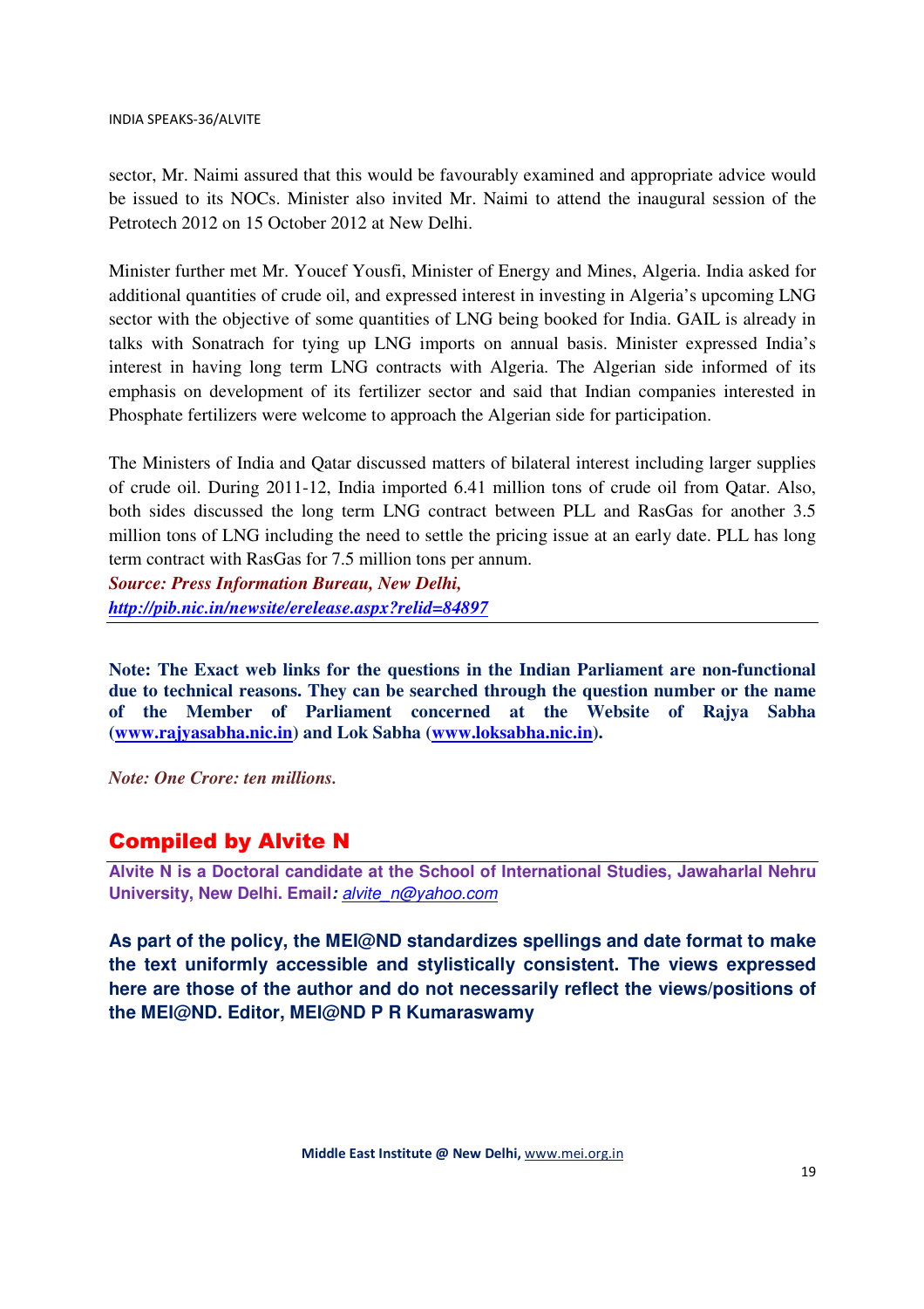sector, Mr. Naimi assured that this would be favourably examined and appropriate advice would be issued to its NOCs. Minister also invited Mr. Naimi to attend the inaugural session of the Petrotech 2012 on 15 October 2012 at New Delhi.

Minister further met Mr. Youcef Yousfi, Minister of Energy and Mines, Algeria. India asked for additional quantities of crude oil, and expressed interest in investing in Algeria's upcoming LNG sector with the objective of some quantities of LNG being booked for India. GAIL is already in talks with Sonatrach for tying up LNG imports on annual basis. Minister expressed India's interest in having long term LNG contracts with Algeria. The Algerian side informed of its emphasis on development of its fertilizer sector and said that Indian companies interested in Phosphate fertilizers were welcome to approach the Algerian side for participation.

The Ministers of India and Qatar discussed matters of bilateral interest including larger supplies of crude oil. During 2011-12, India imported 6.41 million tons of crude oil from Qatar. Also, both sides discussed the long term LNG contract between PLL and RasGas for another 3.5 million tons of LNG including the need to settle the pricing issue at an early date. PLL has long term contract with RasGas for 7.5 million tons per annum.

***Source: Press Information Bureau, New Delhi,***
***http://pib.nic.in/newsite/erelease.aspx?relid=84897***

---

**Note: The Exact web links for the questions in the Indian Parliament are non-functional due to technical reasons. They can be searched through the question number or the name of the Member of Parliament concerned at the Website of Rajya Sabha (www.rajyasabha.nic.in) and Lok Sabha (www.loksabha.nic.in).**

***Note: One Crore: ten millions.***

## Compiled by Alvite N

**Alvite N is a Doctoral candidate at the School of International Studies, Jawaharlal Nehru University, New Delhi. Email:** *alvite_n@yahoo.com*

**As part of the policy, the MEI@ND standardizes spellings and date format to make the text uniformly accessible and stylistically consistent. The views expressed here are those of the author and do not necessarily reflect the views/positions of the MEI@ND. Editor, MEI@ND P R Kumaraswamy**